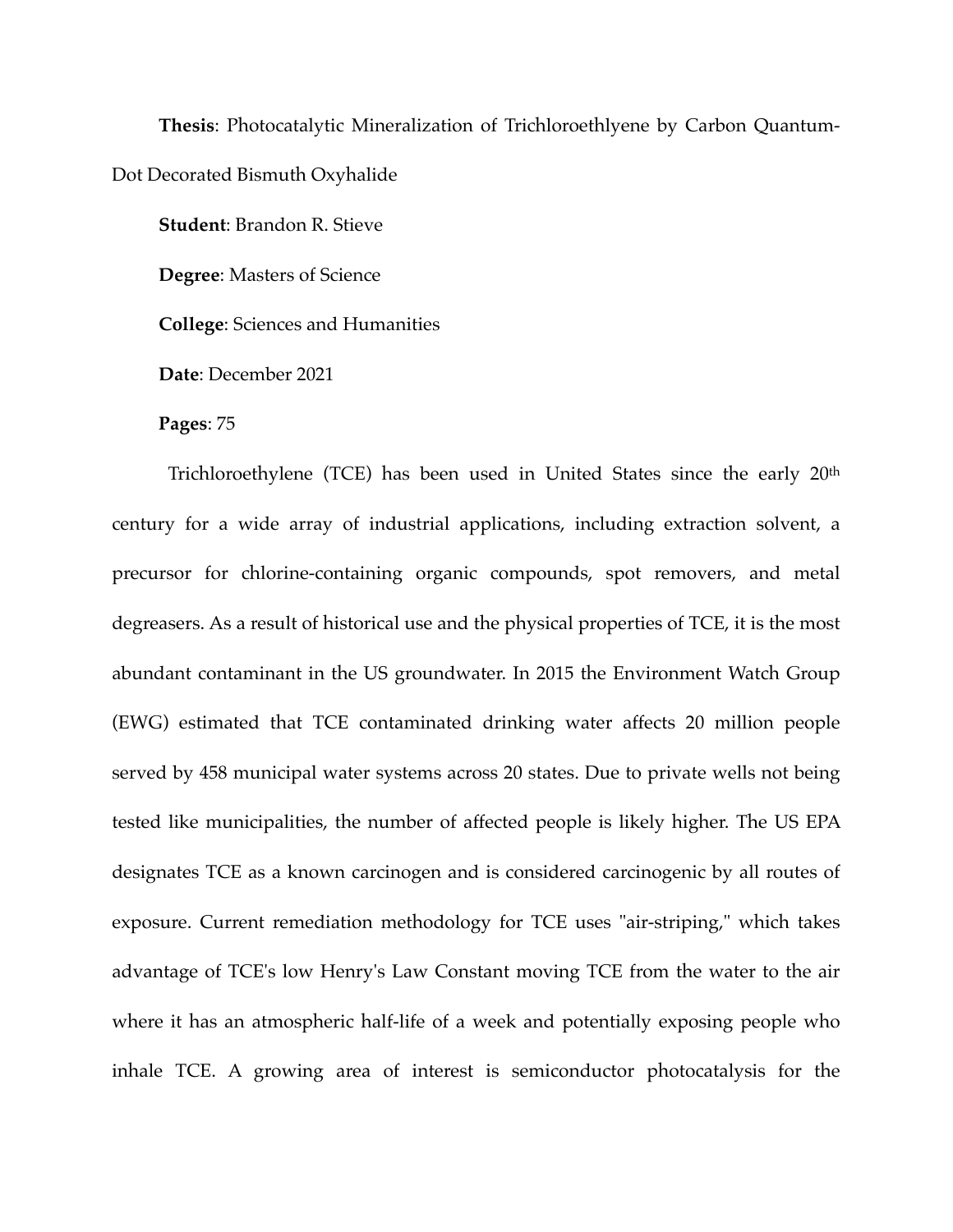**Thesis**: Photocatalytic Mineralization of Trichloroethlyene by Carbon Quantum-Dot Decorated Bismuth Oxyhalide

**Student**: Brandon R. Stieve

**Degree**: Masters of Science

**College**: Sciences and Humanities

**Date**: December 2021

**Pages**: 75

Trichloroethylene (TCE) has been used in United States since the early 20th century for a wide array of industrial applications, including extraction solvent, a precursor for chlorine-containing organic compounds, spot removers, and metal degreasers. As a result of historical use and the physical properties of TCE, it is the most abundant contaminant in the US groundwater. In 2015 the Environment Watch Group (EWG) estimated that TCE contaminated drinking water affects 20 million people served by 458 municipal water systems across 20 states. Due to private wells not being tested like municipalities, the number of affected people is likely higher. The US EPA designates TCE as a known carcinogen and is considered carcinogenic by all routes of exposure. Current remediation methodology for TCE uses "air-striping," which takes advantage of TCE's low Henry's Law Constant moving TCE from the water to the air where it has an atmospheric half-life of a week and potentially exposing people who inhale TCE. A growing area of interest is semiconductor photocatalysis for the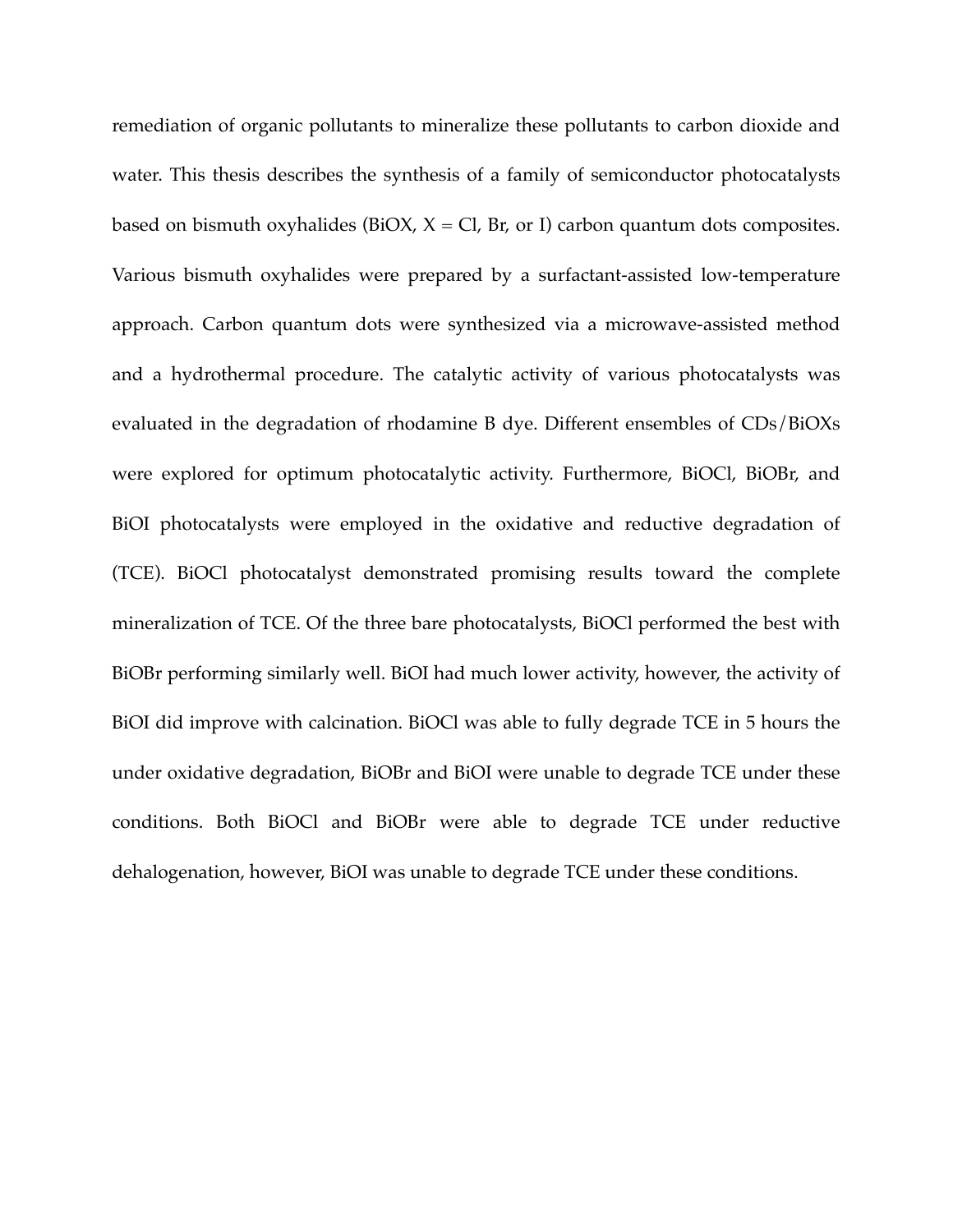remediation of organic pollutants to mineralize these pollutants to carbon dioxide and water. This thesis describes the synthesis of a family of semiconductor photocatalysts based on bismuth oxyhalides (BiOX, X = Cl, Br, or I) carbon quantum dots composites. Various bismuth oxyhalides were prepared by a surfactant-assisted low-temperature approach. Carbon quantum dots were synthesized via a microwave-assisted method and a hydrothermal procedure. The catalytic activity of various photocatalysts was evaluated in the degradation of rhodamine B dye. Different ensembles of CDs/BiOXs were explored for optimum photocatalytic activity. Furthermore, BiOCl, BiOBr, and BiOI photocatalysts were employed in the oxidative and reductive degradation of (TCE). BiOCl photocatalyst demonstrated promising results toward the complete mineralization of TCE. Of the three bare photocatalysts, BiOCl performed the best with BiOBr performing similarly well. BiOI had much lower activity, however, the activity of BiOI did improve with calcination. BiOCl was able to fully degrade TCE in 5 hours the under oxidative degradation, BiOBr and BiOI were unable to degrade TCE under these conditions. Both BiOCl and BiOBr were able to degrade TCE under reductive dehalogenation, however, BiOI was unable to degrade TCE under these conditions.